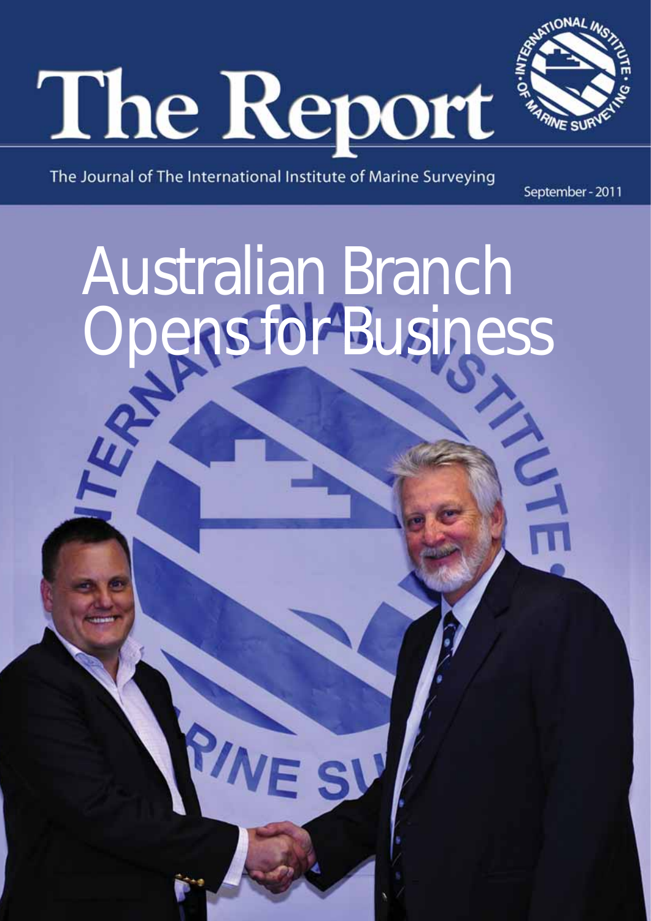# The Report

The Journal of The International Institute of Marine Surveying

September - 2011

# Australian Branch Opens for Business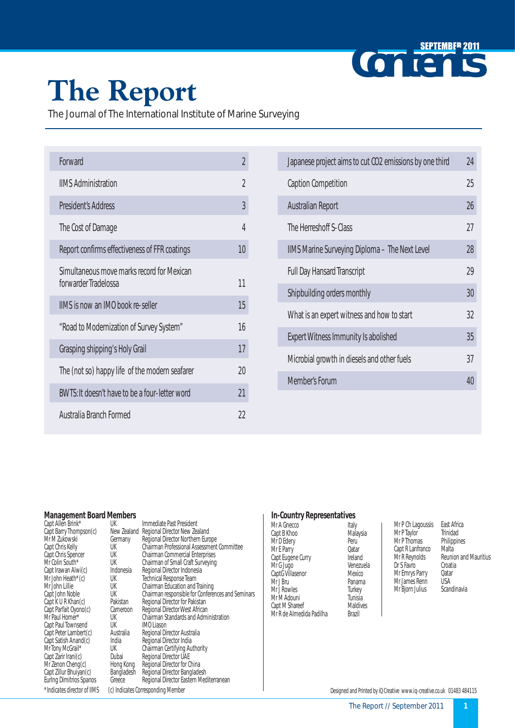# Contents

SEPTEMBER 2011

# The Report

The Journal of The International Institute of Marine Surveying

| | |
|---|---|
| Forward | 2 |
| IIMS Administration | 2 |
| President's Address | 3 |
| The Cost of Damage | 4 |
| Report confirms effectiveness of FFR coatings | 10 |
| Simultaneous move marks record for Mexican forwarder Tradelossa | 11 |
| IIMS is now an IMO book re-seller | 15 |
| "Road to Modernization of Survey System" | 16 |
| Grasping shipping's Holy Grail | 17 |
| The (not so) happy life of the modern seafarer | 20 |
| BWTS: It doesn't have to be a four-letter word | 21 |
| Australia Branch Formed | 22 |
| Japanese project aims to cut CO2 emissions by one third | 24 |
| Caption Competition | 25 |
| Australian Report | 26 |
| The Herreshoff S-Class | 27 |
| IIMS Marine Surveying Diploma – The Next Level | 28 |
| Full Day Hansard Transcript | 29 |
| Shipbuilding orders monthly | 30 |
| What is an expert witness and how to start | 32 |
| Expert Witness Immunity Is abolished | 35 |
| Microbial growth in diesels and other fuels | 37 |
| Member's Forum | 40 |

## Management Board Members

| | | |
|---|---|---|
| Capt Allen Brink* | UK | Immediate Past President |
| Capt Barry Thompson(c) | New Zealand | Regional Director New Zealand |
| Mr M Zukowski | Germany | Regional Director Northern Europe |
| Capt Chris Kelly | UK | Chairman Professional Assessment Committee |
| Capt Chris Spencer | UK | Chairman Commercial Enterprises |
| Mr Colin South* | UK | Chairman of Small Craft Surveying |
| Capt Irawan Alwi(c) | Indonesia | Regional Director Indonesia |
| Mr John Heath*(c) | UK | Technical Response Team |
| Mr John Lillie | UK | Chairman Education and Training |
| Capt John Noble | UK | Chairman responsible for Conferences and Seminars |
| Capt K U R Khan(c) | Pakistan | Regional Director for Pakistan |
| Capt Parfait Oyono(c) | Cameroon | Regional Director West African |
| Mr Paul Homer* | UK | Chairman Standards and Administration |
| Capt Paul Townsend | UK | IMO Liason |
| Capt Peter Lambert(c) | Australia | Regional Director Australia |
| Capt Satish Anand(c) | India | Regional Director India |
| Mr Tony McGrail* | UK | Chairman Certifying Authority |
| Capt Zarir Irani(c) | Dubai | Regional Director UAE |
| Mr Zenon Cheng(c) | Hong Kong | Regional Director for China |
| Capt Zillur Bhuiyan(c) | Bangladesh | Regional Director Bangladesh |
| Eurlng Dimitrios Spanos | Greece | Regional Director Eastern Mediterranean |

*Indicates director of IIMS (c) Indicates Corresponding Member

## In-Country Representatives

| | |
|---|---|
| Mr A Gnecco | Italy |
| Capt B Khoo | Malaysia |
| Mr D Edery | Peru |
| Mr E Parry | Qatar |
| Capt Eugene Curry | Ireland |
| Mr G Jugo | Venezuela |
| Capt G Villasenor | Mexico |
| Mr J Bru | Panama |
| Mr J Rowles | Turkey |
| Mr M Adouni | Tunisia |
| Capt M Shareef | Maldives |
| Mr R de Almedida Padilha | Brazil |
| Mr P Ch Lagoussis | East Africa |
| Mr P Taylor | Trinidad |
| Mr P Thomas | Philippines |
| Capt R Lanfranco | Malta |
| Mr R Reynolds | Reunion and Mauritius |
| Dr S Favro | Croatia |
| Mr Emrys Parry | Qatar |
| Mr James Renn | USA |
| Mr Bjorn Julius | Scandinavia |

Designed and Printed by iQ Creative www.iq-creative.co.uk 01483 484115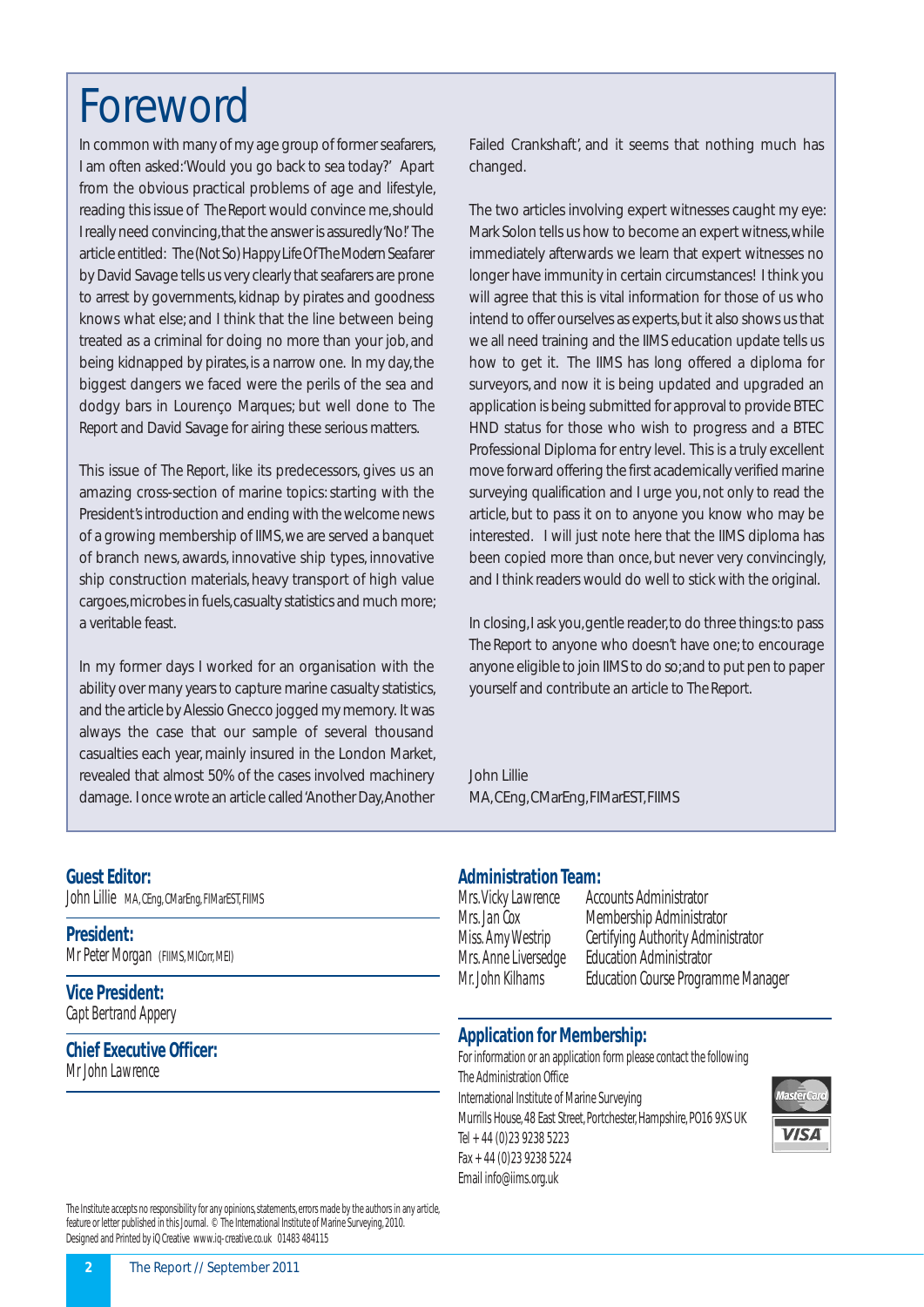# Foreword

In common with many of my age group of former seafarers, I am often asked: 'Would you go back to sea today?' Apart from the obvious practical problems of age and lifestyle, reading this issue of *The Report* would convince me, should I really need convincing, that the answer is assuredly 'No!' The article entitled: *The (Not So) Happy Life Of The Modern Seafarer* by David Savage tells us very clearly that seafarers are prone to arrest by governments, kidnap by pirates and goodness knows what else; and I think that the line between being treated as a criminal for doing no more than your job, and being kidnapped by pirates, is a narrow one. In my day, the biggest dangers we faced were the perils of the sea and dodgy bars in Lourenço Marques; but well done to The Report and David Savage for airing these serious matters.

This issue of The Report, like its predecessors, gives us an amazing cross-section of marine topics: starting with the President's introduction and ending with the welcome news of a growing membership of IIMS, we are served a banquet of branch news, awards, innovative ship types, innovative ship construction materials, heavy transport of high value cargoes, microbes in fuels, casualty statistics and much more; a veritable feast.

In my former days I worked for an organisation with the ability over many years to capture marine casualty statistics, and the article by Alessio Gnecco jogged my memory. It was always the case that our sample of several thousand casualties each year, mainly insured in the London Market, revealed that almost 50% of the cases involved machinery damage. I once wrote an article called 'Another Day, Another Failed Crankshaft', and it seems that nothing much has changed.

The two articles involving expert witnesses caught my eye: Mark Solon tells us how to become an expert witness, while immediately afterwards we learn that expert witnesses no longer have immunity in certain circumstances! I think you will agree that this is vital information for those of us who intend to offer ourselves as experts, but it also shows us that we all need training and the IIMS education update tells us how to get it. The IIMS has long offered a diploma for surveyors, and now it is being updated and upgraded an application is being submitted for approval to provide BTEC HND status for those who wish to progress and a BTEC Professional Diploma for entry level. This is a truly excellent move forward offering the first academically verified marine surveying qualification and I urge you, not only to read the article, but to pass it on to anyone you know who may be interested. I will just note here that the IIMS diploma has been copied more than once, but never very convincingly, and I think readers would do well to stick with the original.

In closing, I ask you, gentle reader, to do three things: to pass The Report to anyone who doesn't have one; to encourage anyone eligible to join IIMS to do so; and to put pen to paper yourself and contribute an article to The Report.

John Lillie
MA, CEng, CMarEng, FIMarEST, FIIMS

## Guest Editor:
John Lillie MA, CEng, CMarEng, FIMarEST, FIIMS

## President:
Mr Peter Morgan (FIIMS, MICorr, MEI)

## Vice President:
Capt Bertrand Appery

## Chief Executive Officer:
Mr John Lawrence

## Administration Team:

| | |
|---|---|
| Mrs. Vicky Lawrence | Accounts Administrator |
| Mrs. Jan Cox | Membership Administrator |
| Miss. Amy Westrip | Certifying Authority Administrator |
| Mrs. Anne Liversedge | Education Administrator |
| Mr. John Kilhams | Education Course Programme Manager |

## Application for Membership:
For information or an application form please contact the following
The Administration Office
International Institute of Marine Surveying
Murrills House, 48 East Street, Portchester, Hampshire, PO16 9XS UK
Tel + 44 (0)23 9238 5223
Fax + 44 (0)23 9238 5224
Email info@iims.org.uk

The Institute accepts no responsibility for any opinions, statements, errors made by the authors in any article, feature or letter published in this Journal. © The International Institute of Marine Surveying, 2010.
Designed and Printed by iQ Creative www.iq-creative.co.uk 01483 484115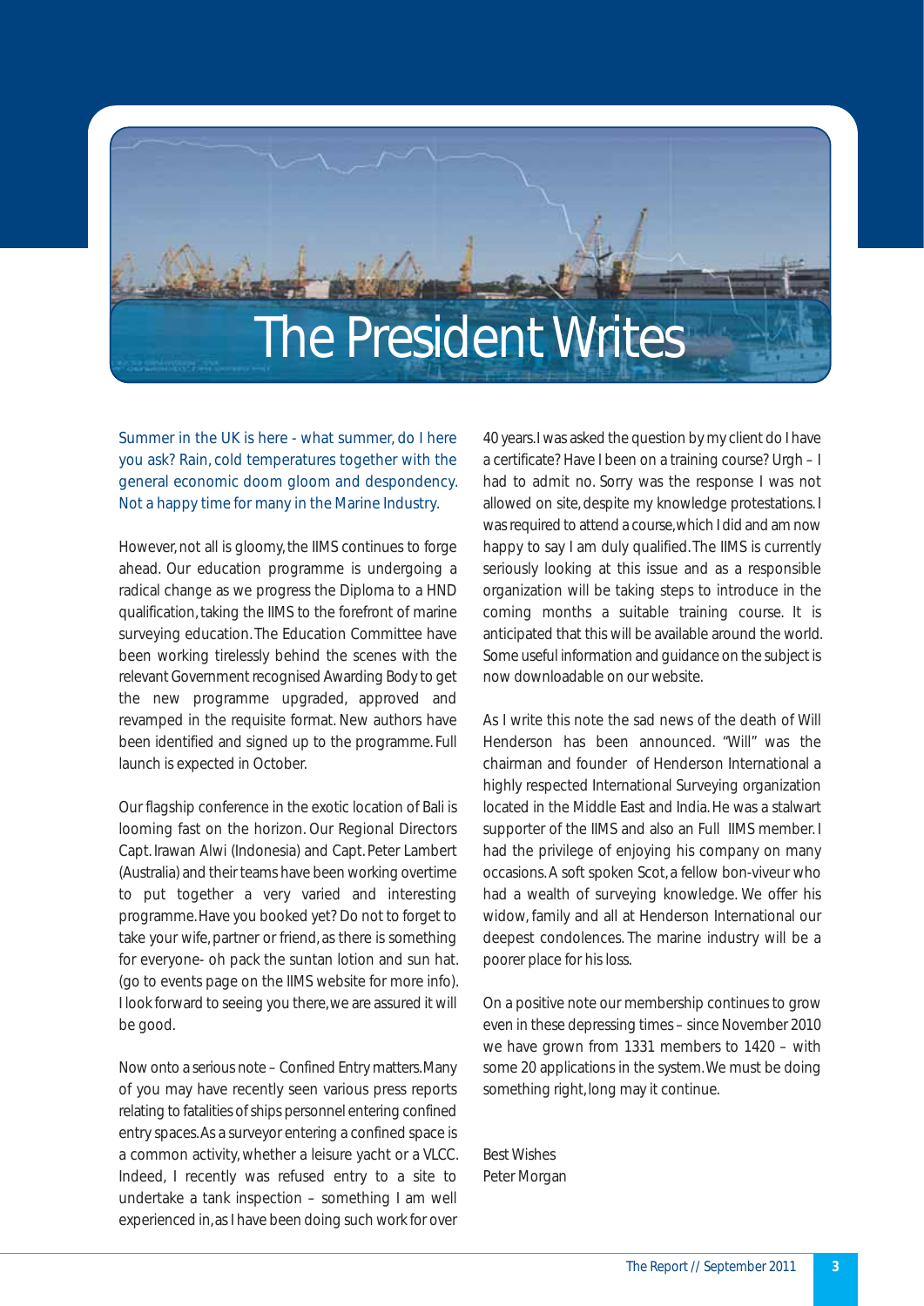# The President Writes

Summer in the UK is here - what summer, do I here you ask? Rain, cold temperatures together with the general economic doom gloom and despondency. Not a happy time for many in the Marine Industry.

However, not all is gloomy, the IIMS continues to forge ahead. Our education programme is undergoing a radical change as we progress the Diploma to a HND qualification, taking the IIMS to the forefront of marine surveying education. The Education Committee have been working tirelessly behind the scenes with the relevant Government recognised Awarding Body to get the new programme upgraded, approved and revamped in the requisite format. New authors have been identified and signed up to the programme. Full launch is expected in October.

Our flagship conference in the exotic location of Bali is looming fast on the horizon. Our Regional Directors Capt. Irawan Alwi (Indonesia) and Capt. Peter Lambert (Australia) and their teams have been working overtime to put together a very varied and interesting programme. Have you booked yet? Do not to forget to take your wife, partner or friend, as there is something for everyone- oh pack the suntan lotion and sun hat. (go to events page on the IIMS website for more info). I look forward to seeing you there, we are assured it will be good.

Now onto a serious note – Confined Entry matters. Many of you may have recently seen various press reports relating to fatalities of ships personnel entering confined entry spaces. As a surveyor entering a confined space is a common activity, whether a leisure yacht or a VLCC. Indeed, I recently was refused entry to a site to undertake a tank inspection – something I am well experienced in, as I have been doing such work for over 40 years. I was asked the question by my client do I have a certificate? Have I been on a training course? Urgh – I had to admit no. Sorry was the response I was not allowed on site, despite my knowledge protestations. I was required to attend a course, which I did and am now happy to say I am duly qualified. The IIMS is currently seriously looking at this issue and as a responsible organization will be taking steps to introduce in the coming months a suitable training course. It is anticipated that this will be available around the world. Some useful information and guidance on the subject is now downloadable on our website.

As I write this note the sad news of the death of Will Henderson has been announced. "Will" was the chairman and founder of Henderson International a highly respected International Surveying organization located in the Middle East and India. He was a stalwart supporter of the IIMS and also an Full IIMS member. I had the privilege of enjoying his company on many occasions. A soft spoken Scot, a fellow bon-viveur who had a wealth of surveying knowledge. We offer his widow, family and all at Henderson International our deepest condolences. The marine industry will be a poorer place for his loss.

On a positive note our membership continues to grow even in these depressing times – since November 2010 we have grown from 1331 members to 1420 – with some 20 applications in the system. We must be doing something right, long may it continue.

Best Wishes  
Peter Morgan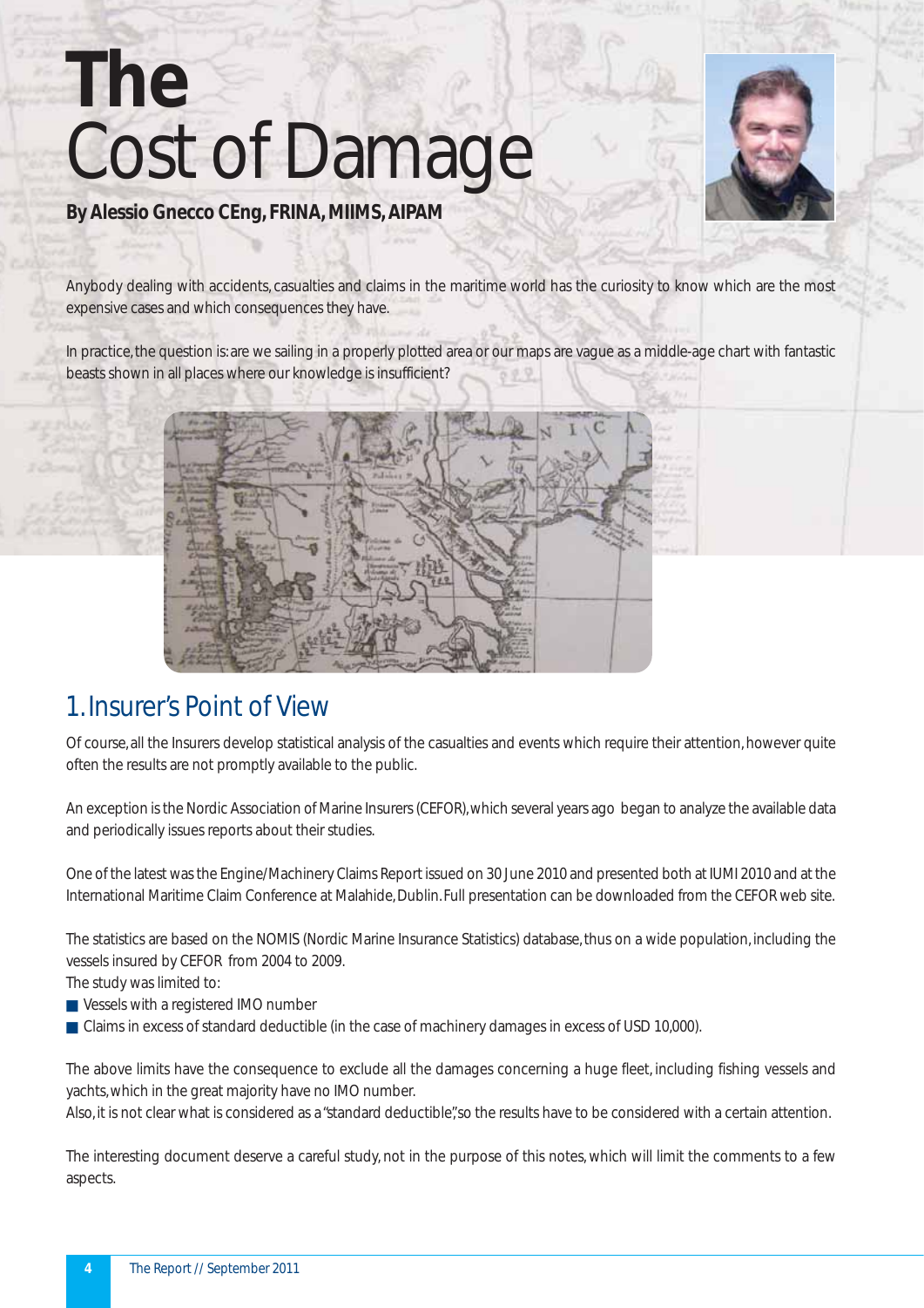# The Cost of Damage

**By Alessio Gnecco CEng, FRINA, MIIMS, AIPAM**

Anybody dealing with accidents, casualties and claims in the maritime world has the curiosity to know which are the most expensive cases and which consequences they have.

In practice, the question is: are we sailing in a properly plotted area or our maps are vague as a middle-age chart with fantastic beasts shown in all places where our knowledge is insufficient?

## 1. Insurer's Point of View

Of course, all the Insurers develop statistical analysis of the casualties and events which require their attention, however quite often the results are not promptly available to the public.

An exception is the Nordic Association of Marine Insurers (CEFOR), which several years ago began to analyze the available data and periodically issues reports about their studies.

One of the latest was the Engine/Machinery Claims Report issued on 30 June 2010 and presented both at IUMI 2010 and at the International Maritime Claim Conference at Malahide, Dublin. Full presentation can be downloaded from the CEFOR web site.

The statistics are based on the NOMIS (Nordic Marine Insurance Statistics) database, thus on a wide population, including the vessels insured by CEFOR from 2004 to 2009.

The study was limited to:

- Vessels with a registered IMO number
- Claims in excess of standard deductible (in the case of machinery damages in excess of USD 10,000).

The above limits have the consequence to exclude all the damages concerning a huge fleet, including fishing vessels and yachts, which in the great majority have no IMO number.

Also, it is not clear what is considered as a "standard deductible", so the results have to be considered with a certain attention.

The interesting document deserve a careful study, not in the purpose of this notes, which will limit the comments to a few aspects.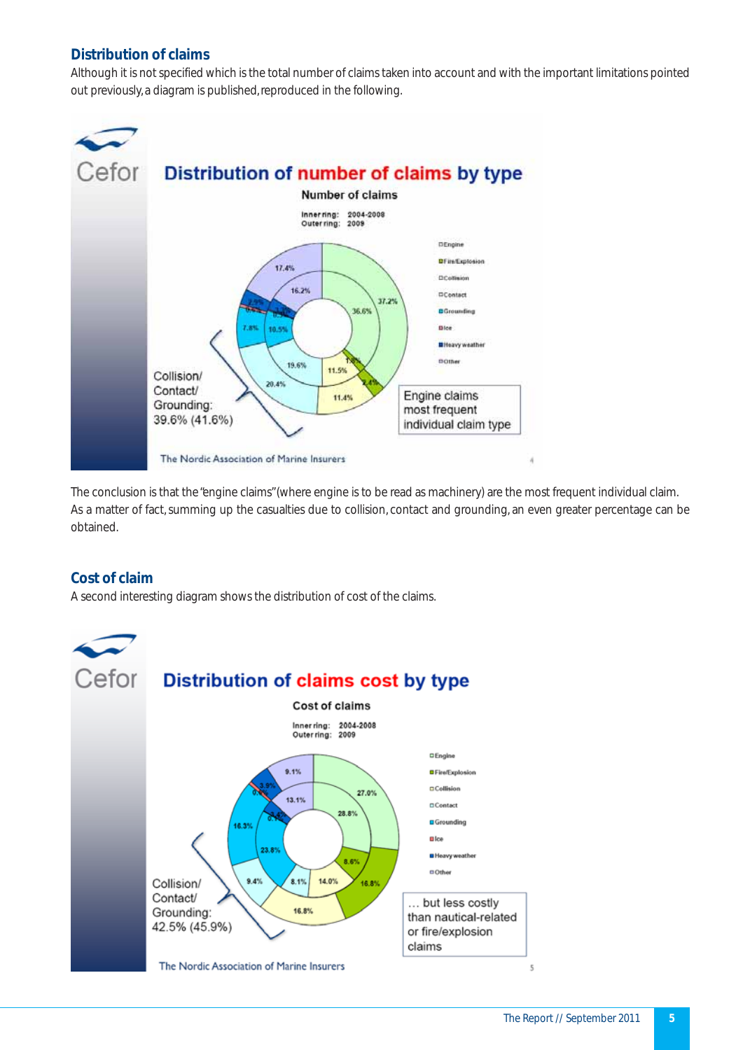## Distribution of claims

Although it is not specified which is the total number of claims taken into account and with the important limitations pointed out previously, a diagram is published, reproduced in the following.

The conclusion is that the "engine claims" (where engine is to be read as machinery) are the most frequent individual claim. As a matter of fact, summing up the casualties due to collision, contact and grounding, an even greater percentage can be obtained.

## Cost of claim

A second interesting diagram shows the distribution of cost of the claims.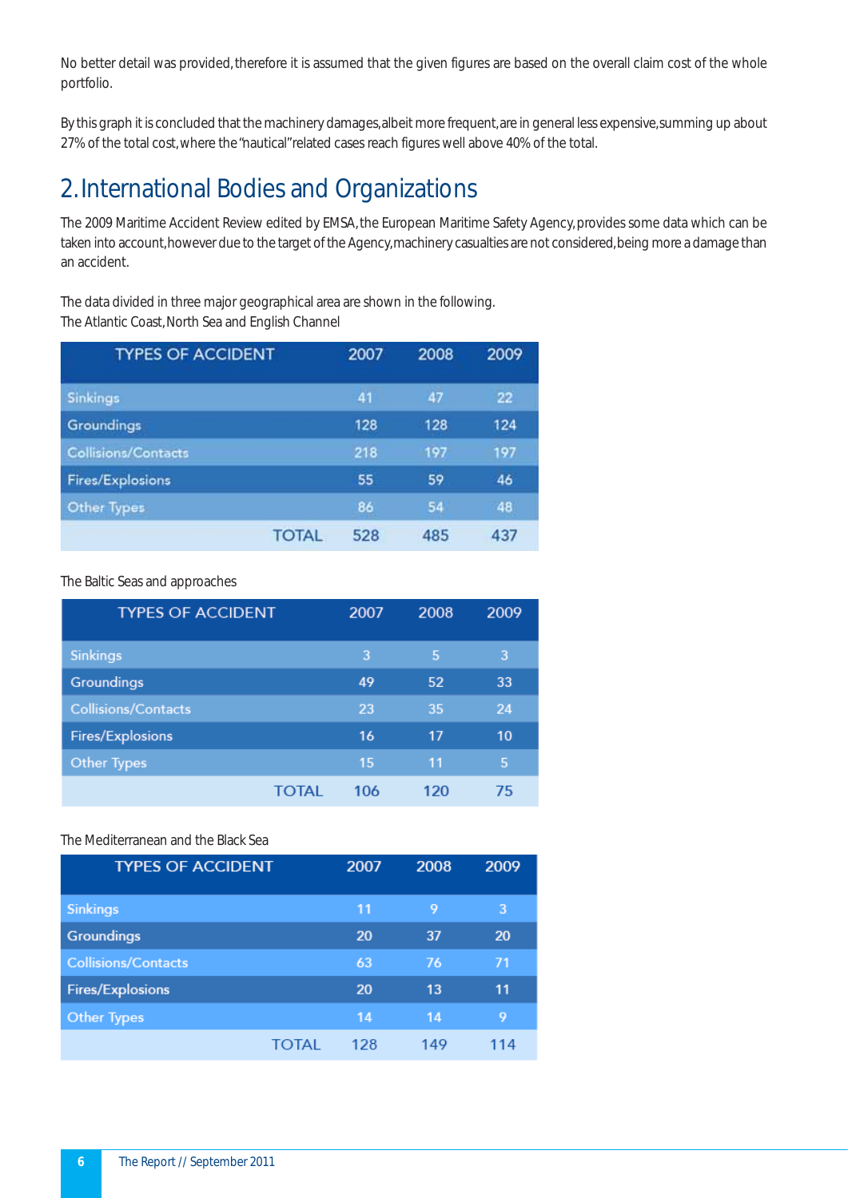No better detail was provided, therefore it is assumed that the given figures are based on the overall claim cost of the whole portfolio.

By this graph it is concluded that the machinery damages, albeit more frequent, are in general less expensive, summing up about 27% of the total cost, where the "nautical" related cases reach figures well above 40% of the total.

## 2. International Bodies and Organizations

The 2009 Maritime Accident Review edited by EMSA, the European Maritime Safety Agency, provides some data which can be taken into account, however due to the target of the Agency, machinery casualties are not considered, being more a damage than an accident.

The data divided in three major geographical area are shown in the following.
The Atlantic Coast, North Sea and English Channel

| TYPES OF ACCIDENT | 2007 | 2008 | 2009 |
|---|---|---|---|
| Sinkings | 41 | 47 | 22 |
| Groundings | 128 | 128 | 124 |
| Collisions/Contacts | 218 | 197 | 197 |
| Fires/Explosions | 55 | 59 | 46 |
| Other Types | 86 | 54 | 48 |
| TOTAL | 528 | 485 | 437 |

The Baltic Seas and approaches

| TYPES OF ACCIDENT | 2007 | 2008 | 2009 |
|---|---|---|---|
| Sinkings | 3 | 5 | 3 |
| Groundings | 49 | 52 | 33 |
| Collisions/Contacts | 23 | 35 | 24 |
| Fires/Explosions | 16 | 17 | 10 |
| Other Types | 15 | 11 | 5 |
| TOTAL | 106 | 120 | 75 |

The Mediterranean and the Black Sea

| TYPES OF ACCIDENT | 2007 | 2008 | 2009 |
|---|---|---|---|
| Sinkings | 11 | 9 | 3 |
| Groundings | 20 | 37 | 20 |
| Collisions/Contacts | 63 | 76 | 71 |
| Fires/Explosions | 20 | 13 | 11 |
| Other Types | 14 | 14 | 9 |
| TOTAL | 128 | 149 | 114 |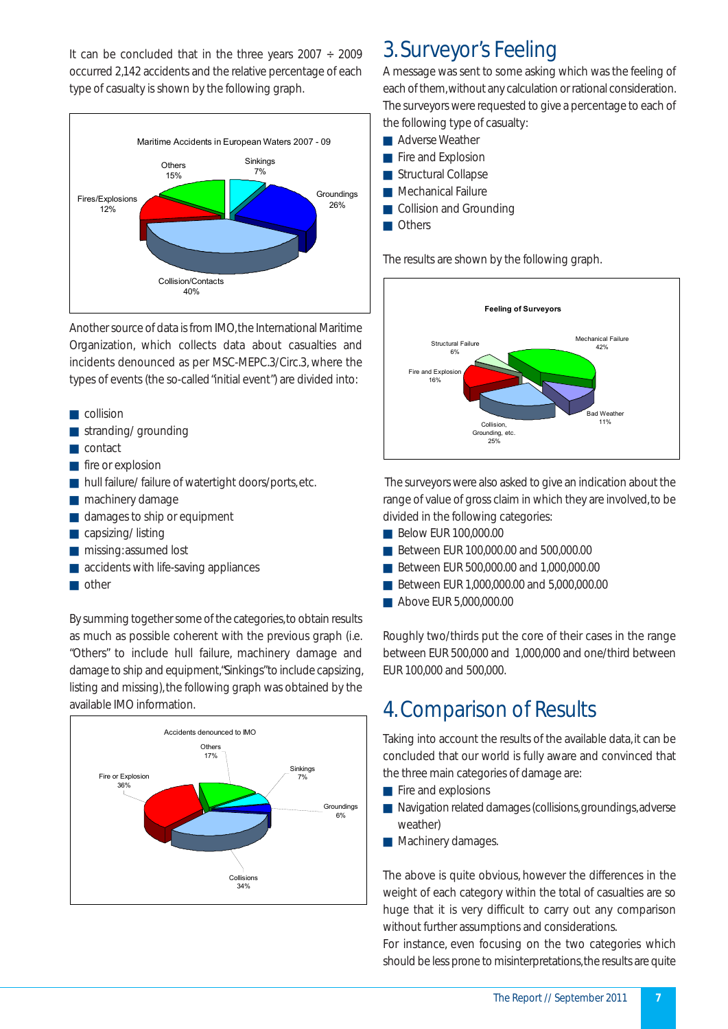It can be concluded that in the three years 2007 ÷ 2009 occurred 2,142 accidents and the relative percentage of each type of casualty is shown by the following graph.

Maritime Accidents in European Waters 2007 - 09

Another source of data is from IMO, the International Maritime Organization, which collects data about casualties and incidents denounced as per MSC-MEPC.3/Circ.3, where the types of events (the so-called "initial event") are divided into:

- collision
- stranding/ grounding
- contact
- fire or explosion
- hull failure/ failure of watertight doors/ports, etc.
- machinery damage
- damages to ship or equipment
- capsizing/ listing
- missing: assumed lost
- accidents with life-saving appliances
- other

By summing together some of the categories, to obtain results as much as possible coherent with the previous graph (i.e. "Others" to include hull failure, machinery damage and damage to ship and equipment, "Sinkings" to include capsizing, listing and missing), the following graph was obtained by the available IMO information.

Accidents denounced to IMO

## 3. Surveyor's Feeling

A message was sent to some asking which was the feeling of each of them, without any calculation or rational consideration. The surveyors were requested to give a percentage to each of the following type of casualty:

- Adverse Weather
- Fire and Explosion
- Structural Collapse
- Mechanical Failure
- Collision and Grounding
- Others

The results are shown by the following graph.

Feeling of Surveyors

The surveyors were also asked to give an indication about the range of value of gross claim in which they are involved, to be divided in the following categories:

- Below EUR 100,000.00
- Between EUR 100,000.00 and 500,000.00
- Between EUR 500,000.00 and 1,000,000.00
- Between EUR 1,000,000.00 and 5,000,000.00
- Above EUR 5,000,000.00

Roughly two/thirds put the core of their cases in the range between EUR 500,000 and 1,000,000 and one/third between EUR 100,000 and 500,000.

## 4. Comparison of Results

Taking into account the results of the available data, it can be concluded that our world is fully aware and convinced that the three main categories of damage are:

- Fire and explosions
- Navigation related damages (collisions, groundings, adverse weather)
- Machinery damages.

The above is quite obvious, however the differences in the weight of each category within the total of casualties are so huge that it is very difficult to carry out any comparison without further assumptions and considerations.
For instance, even focusing on the two categories which should be less prone to misinterpretations, the results are quite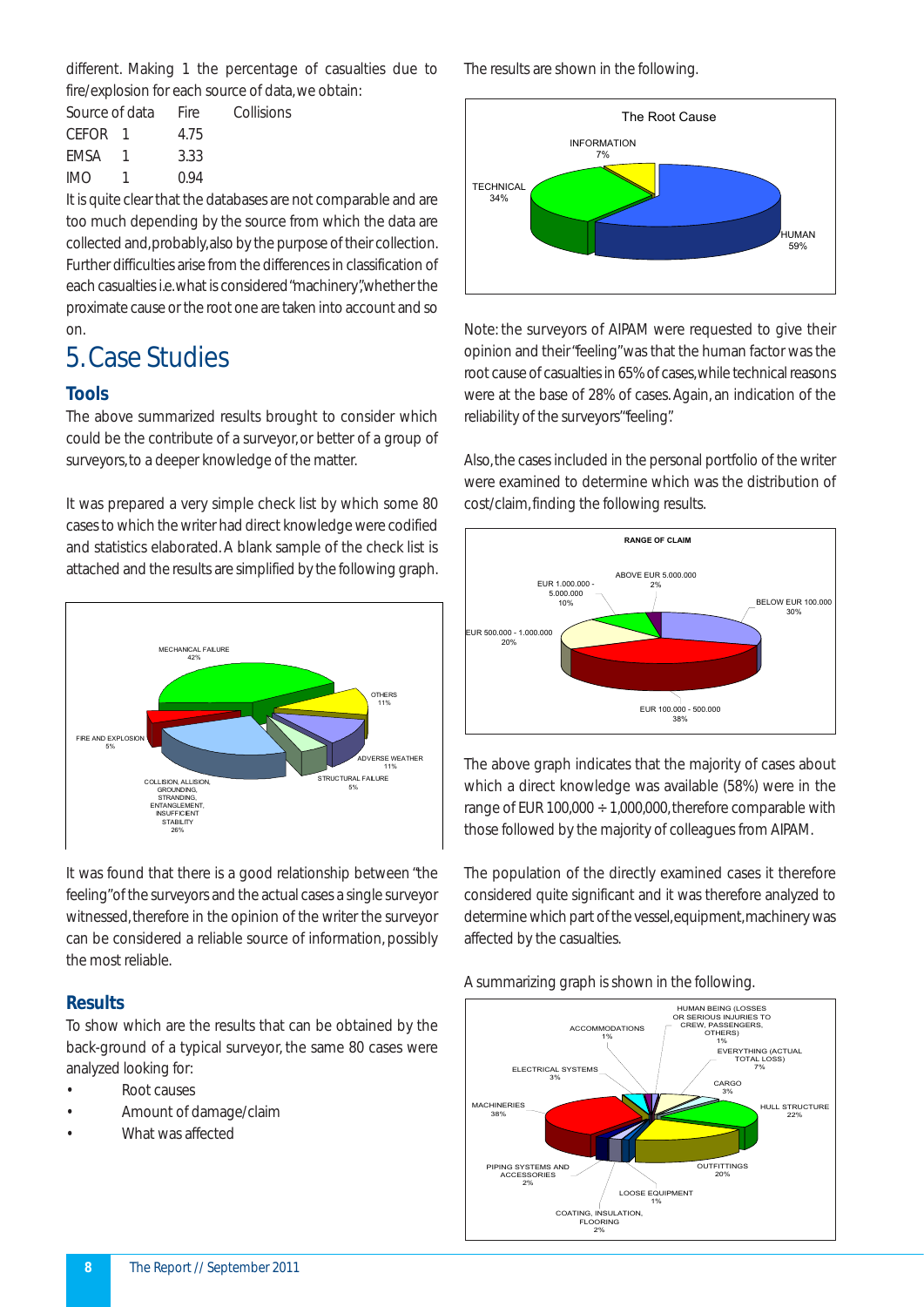different. Making 1 the percentage of casualties due to fire/explosion for each source of data, we obtain:

| Source of data | Fire | Collisions |
|---|---|---|
| CEFOR | 1 | 4.75 |
| EMSA | 1 | 3.33 |
| IMO | 1 | 0.94 |

It is quite clear that the databases are not comparable and are too much depending by the source from which the data are collected and, probably, also by the purpose of their collection. Further difficulties arise from the differences in classification of each casualties i.e. what is considered "machinery", whether the proximate cause or the root one are taken into account and so on.

# 5. Case Studies

## Tools

The above summarized results brought to consider which could be the contribute of a surveyor, or better of a group of surveyors, to a deeper knowledge of the matter.

It was prepared a very simple check list by which some 80 cases to which the writer had direct knowledge were codified and statistics elaborated. A blank sample of the check list is attached and the results are simplified by the following graph.

It was found that there is a good relationship between "the feeling" of the surveyors and the actual cases a single surveyor witnessed, therefore in the opinion of the writer the surveyor can be considered a reliable source of information, possibly the most reliable.

## Results

To show which are the results that can be obtained by the back-ground of a typical surveyor, the same 80 cases were analyzed looking for:

- Root causes
- Amount of damage/claim
- What was affected

The results are shown in the following.

Note: the surveyors of AIPAM were requested to give their opinion and their "feeling" was that the human factor was the root cause of casualties in 65% of casualties, while technical reasons were at the base of 28% of cases. Again, an indication of the reliability of the surveyors' "feeling".

Also, the cases included in the personal portfolio of the writer were examined to determine which was the distribution of cost/claim, finding the following results.

The above graph indicates that the majority of cases about which a direct knowledge was available (58%) were in the range of EUR 100,000 ÷ 1,000,000, therefore comparable with those followed by the majority of colleagues from AIPAM.

The population of the directly examined cases it therefore considered quite significant and it was therefore analyzed to determine which part of the vessel, equipment, machinery was affected by the casualties.

A summarizing graph is shown in the following.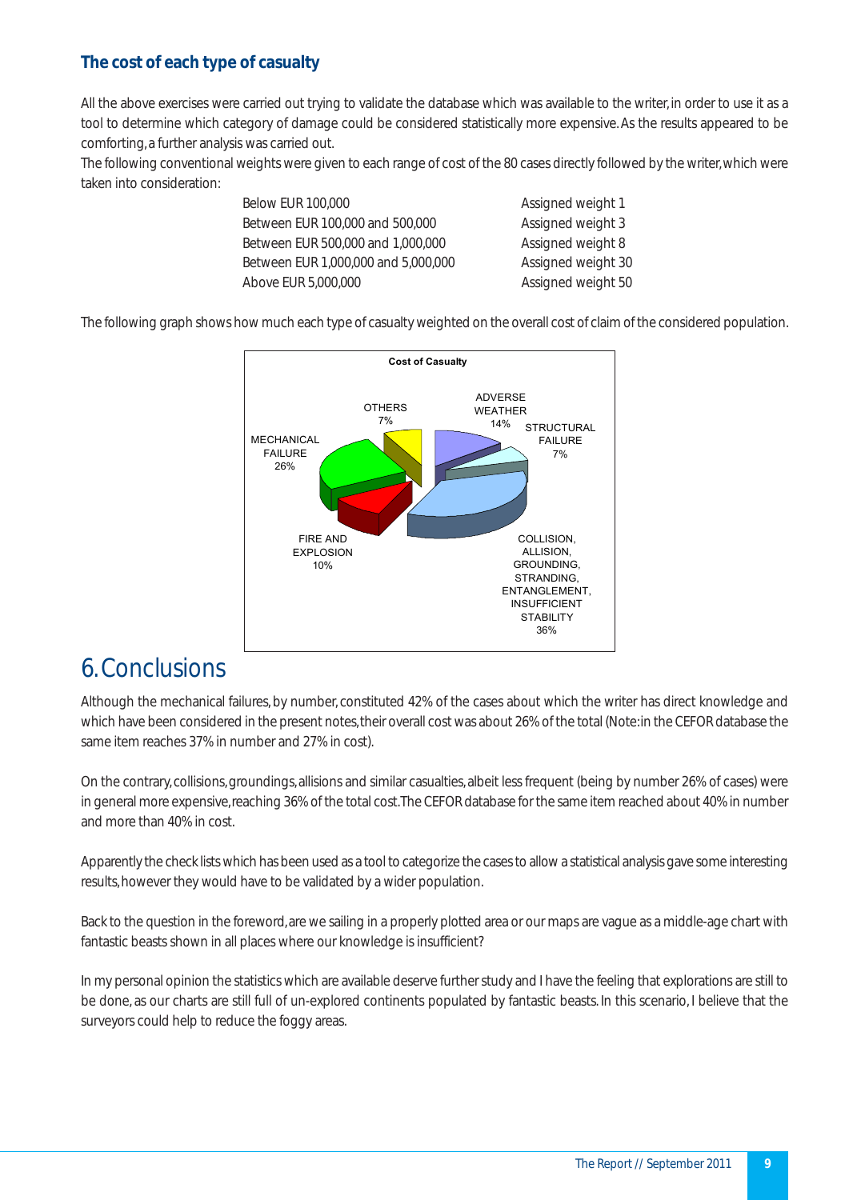### The cost of each type of casualty

All the above exercises were carried out trying to validate the database which was available to the writer, in order to use it as a tool to determine which category of damage could be considered statistically more expensive. As the results appeared to be comforting, a further analysis was carried out.

The following conventional weights were given to each range of cost of the 80 cases directly followed by the writer, which were taken into consideration:

| | |
|---|---|
| Below EUR 100,000 | Assigned weight 1 |
| Between EUR 100,000 and 500,000 | Assigned weight 3 |
| Between EUR 500,000 and 1,000,000 | Assigned weight 8 |
| Between EUR 1,000,000 and 5,000,000 | Assigned weight 30 |
| Above EUR 5,000,000 | Assigned weight 50 |

The following graph shows how much each type of casualty weighted on the overall cost of claim of the considered population.

Cost of Casualty

ADVERSE WEATHER 14%

STRUCTURAL FAILURE 7%

COLLISION, ALLISION, GROUNDING, STRANDING, ENTANGLEMENT, INSUFFICIENT STABILITY 36%

FIRE AND EXPLOSION 10%

MECHANICAL FAILURE 26%

OTHERS 7%

# 6. Conclusions

Although the mechanical failures, by number, constituted 42% of the cases about which the writer has direct knowledge and which have been considered in the present notes, their overall cost was about 26% of the total (Note: in the CEFOR database the same item reaches 37% in number and 27% in cost).

On the contrary, collisions, groundings, allisions and similar casualties, albeit less frequent (being by number 26% of cases) were in general more expensive, reaching 36% of the total cost. The CEFOR database for the same item reached about 40% in number and more than 40% in cost.

Apparently the check lists which has been used as a tool to categorize the cases to allow a statistical analysis gave some interesting results, however they would have to be validated by a wider population.

Back to the question in the foreword, are we sailing in a properly plotted area or our maps are vague as a middle-age chart with fantastic beasts shown in all places where our knowledge is insufficient?

In my personal opinion the statistics which are available deserve further study and I have the feeling that explorations are still to be done, as our charts are still full of un-explored continents populated by fantastic beasts. In this scenario, I believe that the surveyors could help to reduce the foggy areas.